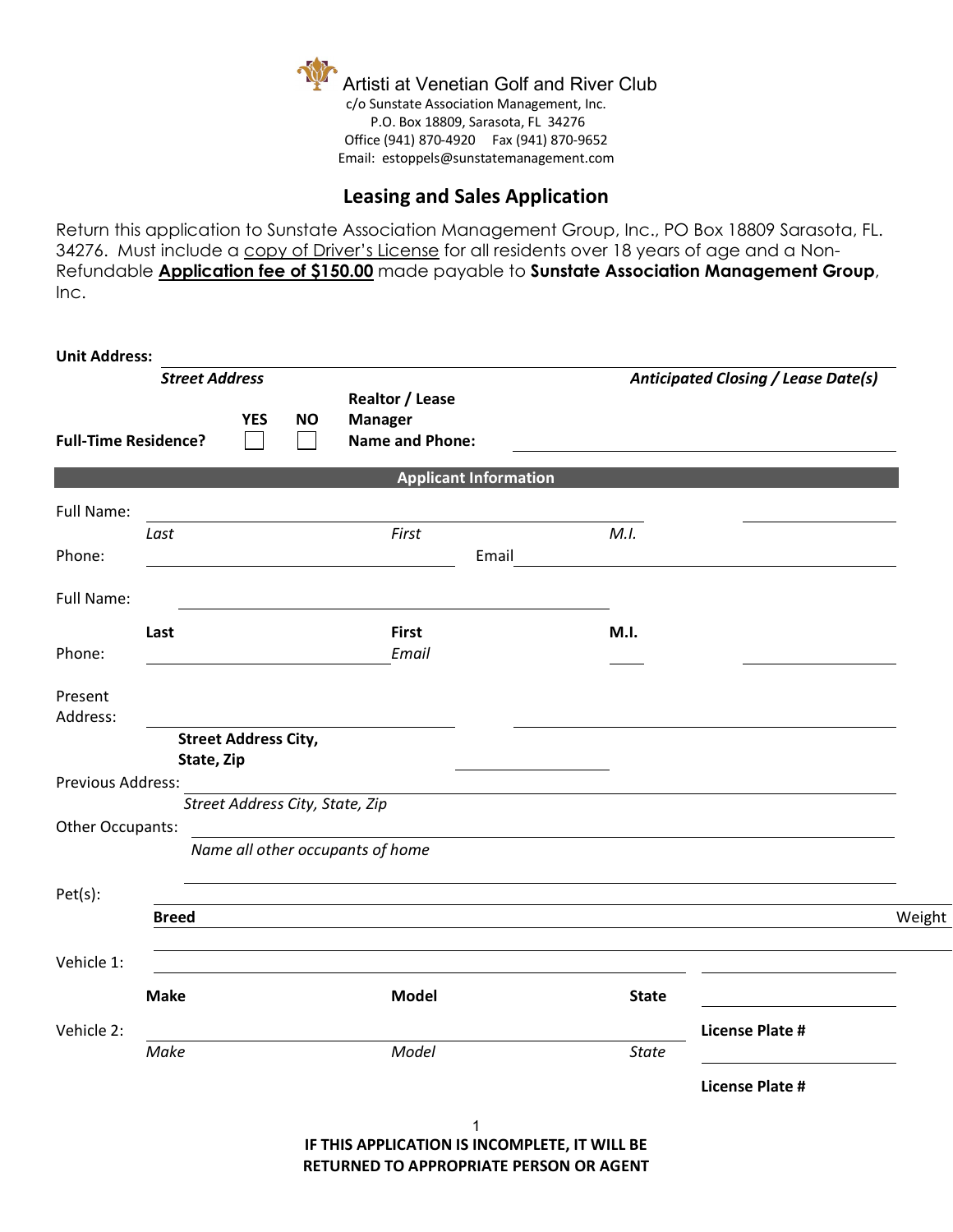Artisti at Venetian Golf and River Club
c/o Sunstate Association Management, Inc.
P.O. Box 18809, Sarasota, FL 34276
Office (941) 870-4920 Fax (941) 870-9652
Email: estoppels@sunstatemanagement.com

## Leasing and Sales Application

Return this application to Sunstate Association Management Group, Inc., PO Box 18809 Sarasota, FL. 34276. Must include a copy of Driver's License for all residents over 18 years of age and a Non-Refundable **Application fee of $150.00** made payable to **Sunstate Association Management Group**, Inc.

**Unit Address:** ______________________________________________

*Street Address* *Anticipated Closing / Lease Date(s)*

**Full-Time Residence?** YES ☐ NO ☐ **Realtor / Lease Manager Name and Phone:** ____________________

### Applicant Information

Full Name: ______________________________________ ____________

*Last* *First* *M.I.*

Phone: ____________________ Email ____________________

Full Name: ______________________________________

**Last** **First** **M.I.**

Phone: ____________________ *Email* ____ ____________

Present Address: ____________________ ____________________

**Street Address City, State, Zip** ____________

Previous Address: ______________________________________

*Street Address City, State, Zip*

Other Occupants: ______________________________________

*Name all other occupants of home*

______________________________________

Pet(s): ______________________________________

**Breed** Weight

______________________________________

Vehicle 1: ______________________________________ ____________

**Make** **Model** **State** ____________

Vehicle 2: ______________________________________ **License Plate #**

*Make* *Model* *State* ____________

**License Plate #**

**IF THIS APPLICATION IS INCOMPLETE, IT WILL BE RETURNED TO APPROPRIATE PERSON OR AGENT**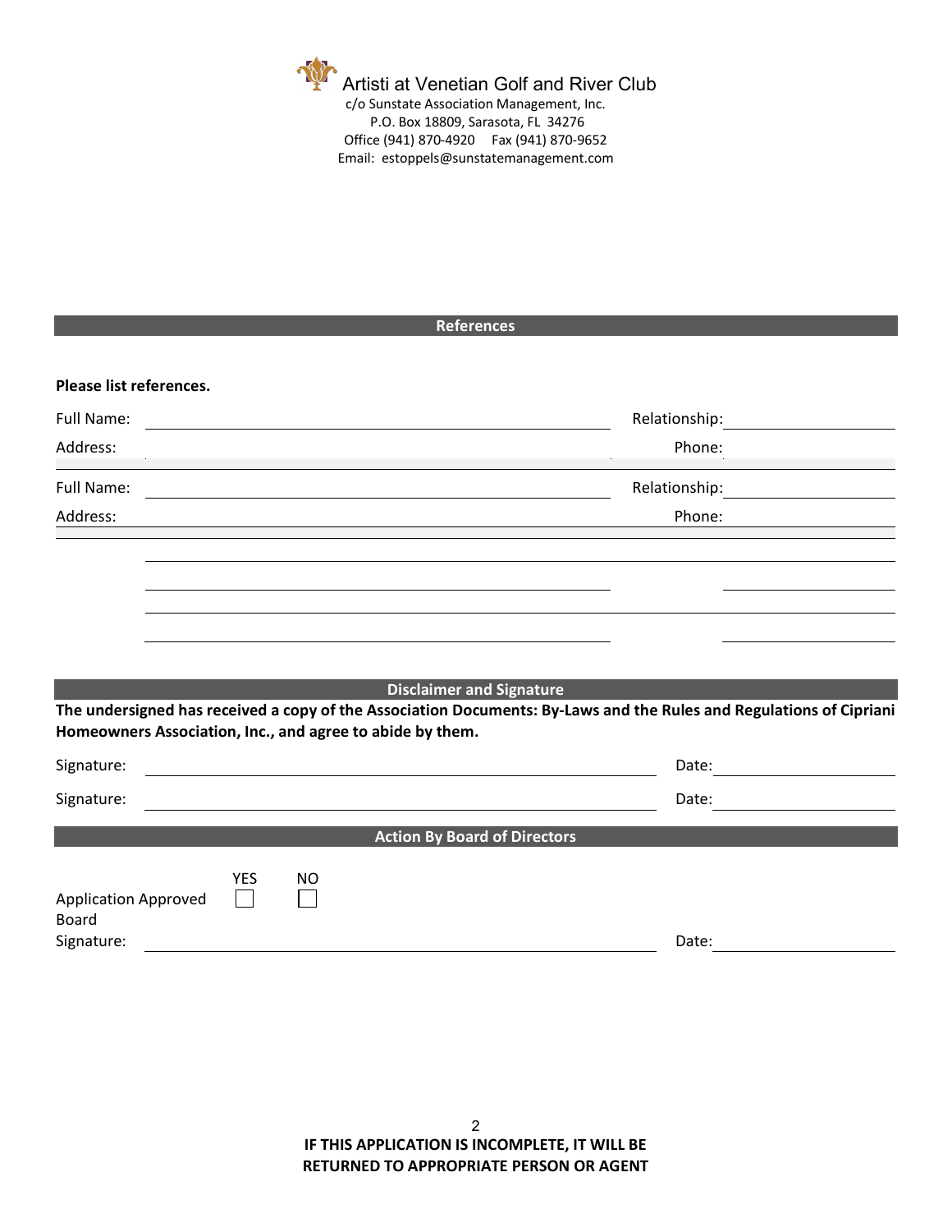Artisti at Venetian Golf and River Club
c/o Sunstate Association Management, Inc.
P.O. Box 18809, Sarasota, FL 34276
Office (941) 870-4920 Fax (941) 870-9652
Email: estoppels@sunstatemanagement.com

## References

**Please list references.**

Full Name: ______________________________ Relationship: ______________

Address: ______________________________ Phone: ______________

Full Name: ______________________________ Relationship: ______________

Address: ______________________________ Phone: ______________

## Disclaimer and Signature

**The undersigned has received a copy of the Association Documents: By-Laws and the Rules and Regulations of Cipriani Homeowners Association, Inc., and agree to abide by them.**

Signature: ______________________________ Date: ______________

Signature: ______________________________ Date: ______________

## Action By Board of Directors

Application Approved YES ☐ NO ☐

Board Signature: ______________________________ Date: ______________

**IF THIS APPLICATION IS INCOMPLETE, IT WILL BE RETURNED TO APPROPRIATE PERSON OR AGENT**